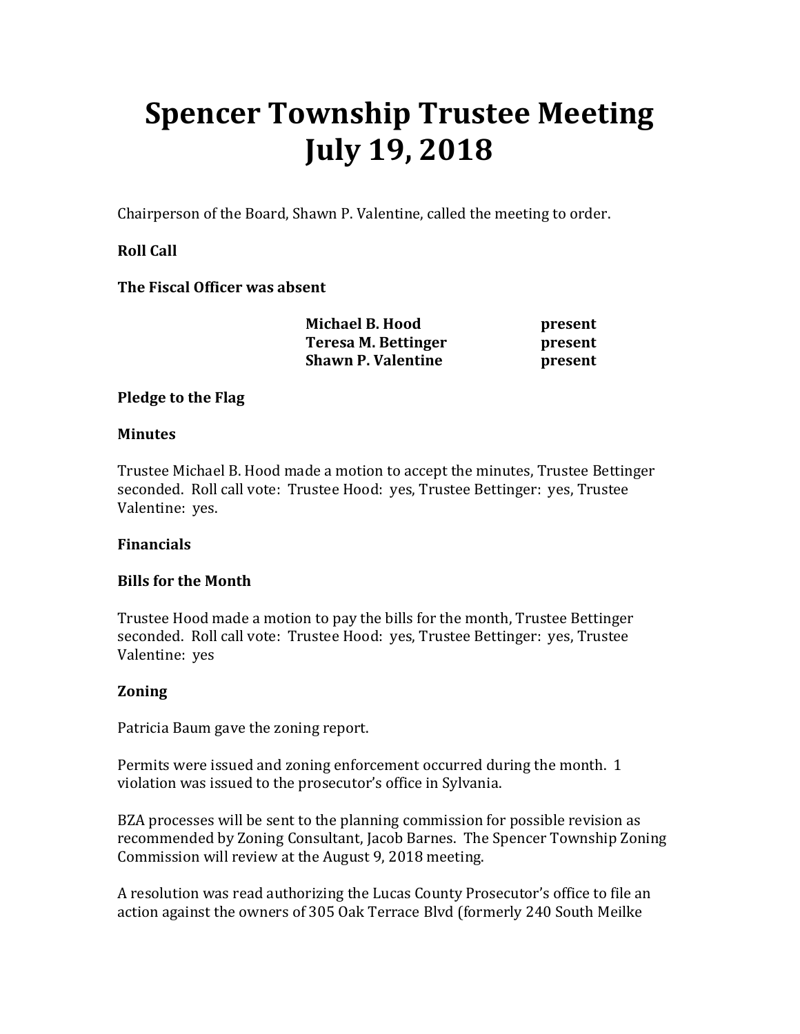# Spencer Township Trustee Meeting July 19, 2018

Chairperson of the Board, Shawn P. Valentine, called the meeting to order.

**Roll Call**

**The Fiscal Officer was absent**

| | |
|---|---|
| **Michael B. Hood** | **present** |
| **Teresa M. Bettinger** | **present** |
| **Shawn P. Valentine** | **present** |

**Pledge to the Flag**

**Minutes**

Trustee Michael B. Hood made a motion to accept the minutes, Trustee Bettinger seconded. Roll call vote: Trustee Hood: yes, Trustee Bettinger: yes, Trustee Valentine: yes.

**Financials**

**Bills for the Month**

Trustee Hood made a motion to pay the bills for the month, Trustee Bettinger seconded. Roll call vote: Trustee Hood: yes, Trustee Bettinger: yes, Trustee Valentine: yes

**Zoning**

Patricia Baum gave the zoning report.

Permits were issued and zoning enforcement occurred during the month. 1 violation was issued to the prosecutor's office in Sylvania.

BZA processes will be sent to the planning commission for possible revision as recommended by Zoning Consultant, Jacob Barnes. The Spencer Township Zoning Commission will review at the August 9, 2018 meeting.

A resolution was read authorizing the Lucas County Prosecutor's office to file an action against the owners of 305 Oak Terrace Blvd (formerly 240 South Meilke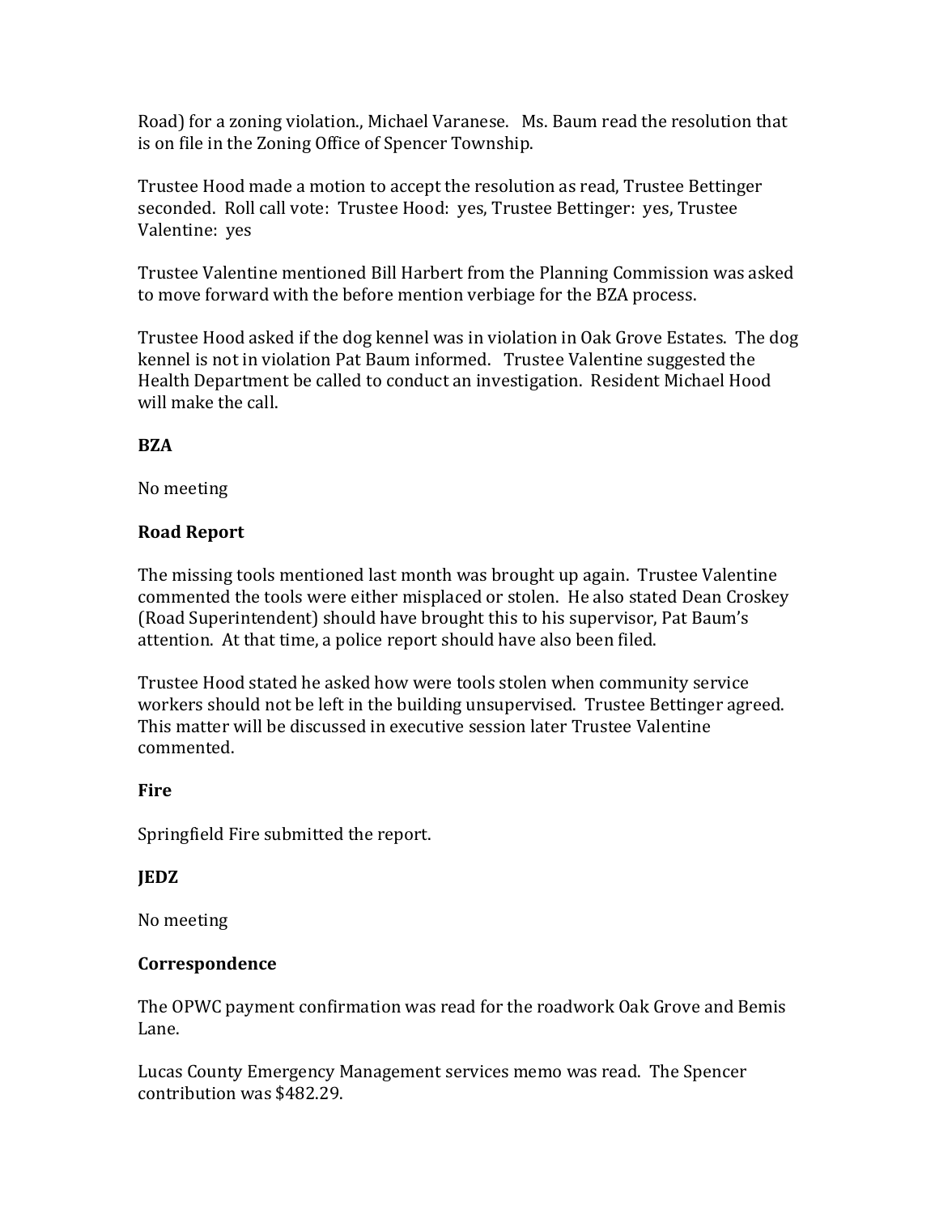Road) for a zoning violation., Michael Varanese. Ms. Baum read the resolution that is on file in the Zoning Office of Spencer Township.

Trustee Hood made a motion to accept the resolution as read, Trustee Bettinger seconded. Roll call vote: Trustee Hood: yes, Trustee Bettinger: yes, Trustee Valentine: yes

Trustee Valentine mentioned Bill Harbert from the Planning Commission was asked to move forward with the before mention verbiage for the BZA process.

Trustee Hood asked if the dog kennel was in violation in Oak Grove Estates. The dog kennel is not in violation Pat Baum informed. Trustee Valentine suggested the Health Department be called to conduct an investigation. Resident Michael Hood will make the call.

**BZA**

No meeting

**Road Report**

The missing tools mentioned last month was brought up again. Trustee Valentine commented the tools were either misplaced or stolen. He also stated Dean Croskey (Road Superintendent) should have brought this to his supervisor, Pat Baum's attention. At that time, a police report should have also been filed.

Trustee Hood stated he asked how were tools stolen when community service workers should not be left in the building unsupervised. Trustee Bettinger agreed. This matter will be discussed in executive session later Trustee Valentine commented.

**Fire**

Springfield Fire submitted the report.

**JEDZ**

No meeting

**Correspondence**

The OPWC payment confirmation was read for the roadwork Oak Grove and Bemis Lane.

Lucas County Emergency Management services memo was read. The Spencer contribution was $482.29.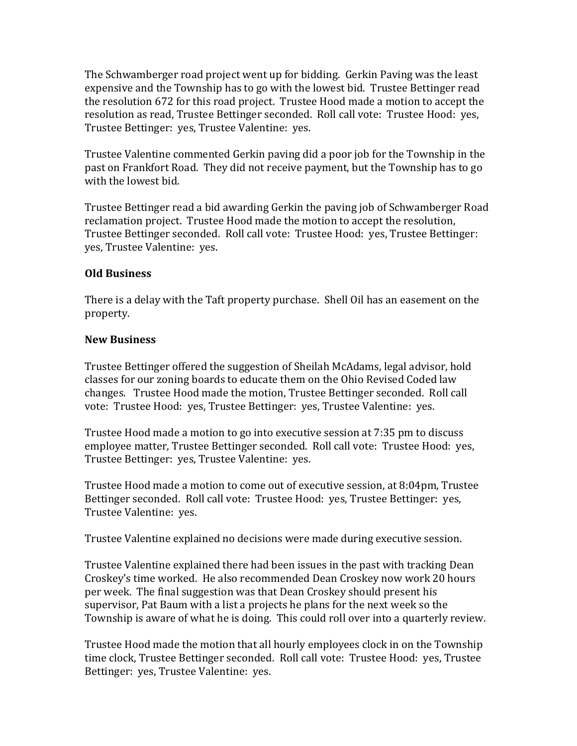The Schwamberger road project went up for bidding. Gerkin Paving was the least expensive and the Township has to go with the lowest bid. Trustee Bettinger read the resolution 672 for this road project. Trustee Hood made a motion to accept the resolution as read, Trustee Bettinger seconded. Roll call vote: Trustee Hood: yes, Trustee Bettinger: yes, Trustee Valentine: yes.

Trustee Valentine commented Gerkin paving did a poor job for the Township in the past on Frankfort Road. They did not receive payment, but the Township has to go with the lowest bid.

Trustee Bettinger read a bid awarding Gerkin the paving job of Schwamberger Road reclamation project. Trustee Hood made the motion to accept the resolution, Trustee Bettinger seconded. Roll call vote: Trustee Hood: yes, Trustee Bettinger: yes, Trustee Valentine: yes.

**Old Business**

There is a delay with the Taft property purchase. Shell Oil has an easement on the property.

**New Business**

Trustee Bettinger offered the suggestion of Sheilah McAdams, legal advisor, hold classes for our zoning boards to educate them on the Ohio Revised Coded law changes. Trustee Hood made the motion, Trustee Bettinger seconded. Roll call vote: Trustee Hood: yes, Trustee Bettinger: yes, Trustee Valentine: yes.

Trustee Hood made a motion to go into executive session at 7:35 pm to discuss employee matter, Trustee Bettinger seconded. Roll call vote: Trustee Hood: yes, Trustee Bettinger: yes, Trustee Valentine: yes.

Trustee Hood made a motion to come out of executive session, at 8:04pm, Trustee Bettinger seconded. Roll call vote: Trustee Hood: yes, Trustee Bettinger: yes, Trustee Valentine: yes.

Trustee Valentine explained no decisions were made during executive session.

Trustee Valentine explained there had been issues in the past with tracking Dean Croskey's time worked. He also recommended Dean Croskey now work 20 hours per week. The final suggestion was that Dean Croskey should present his supervisor, Pat Baum with a list a projects he plans for the next week so the Township is aware of what he is doing. This could roll over into a quarterly review.

Trustee Hood made the motion that all hourly employees clock in on the Township time clock, Trustee Bettinger seconded. Roll call vote: Trustee Hood: yes, Trustee Bettinger: yes, Trustee Valentine: yes.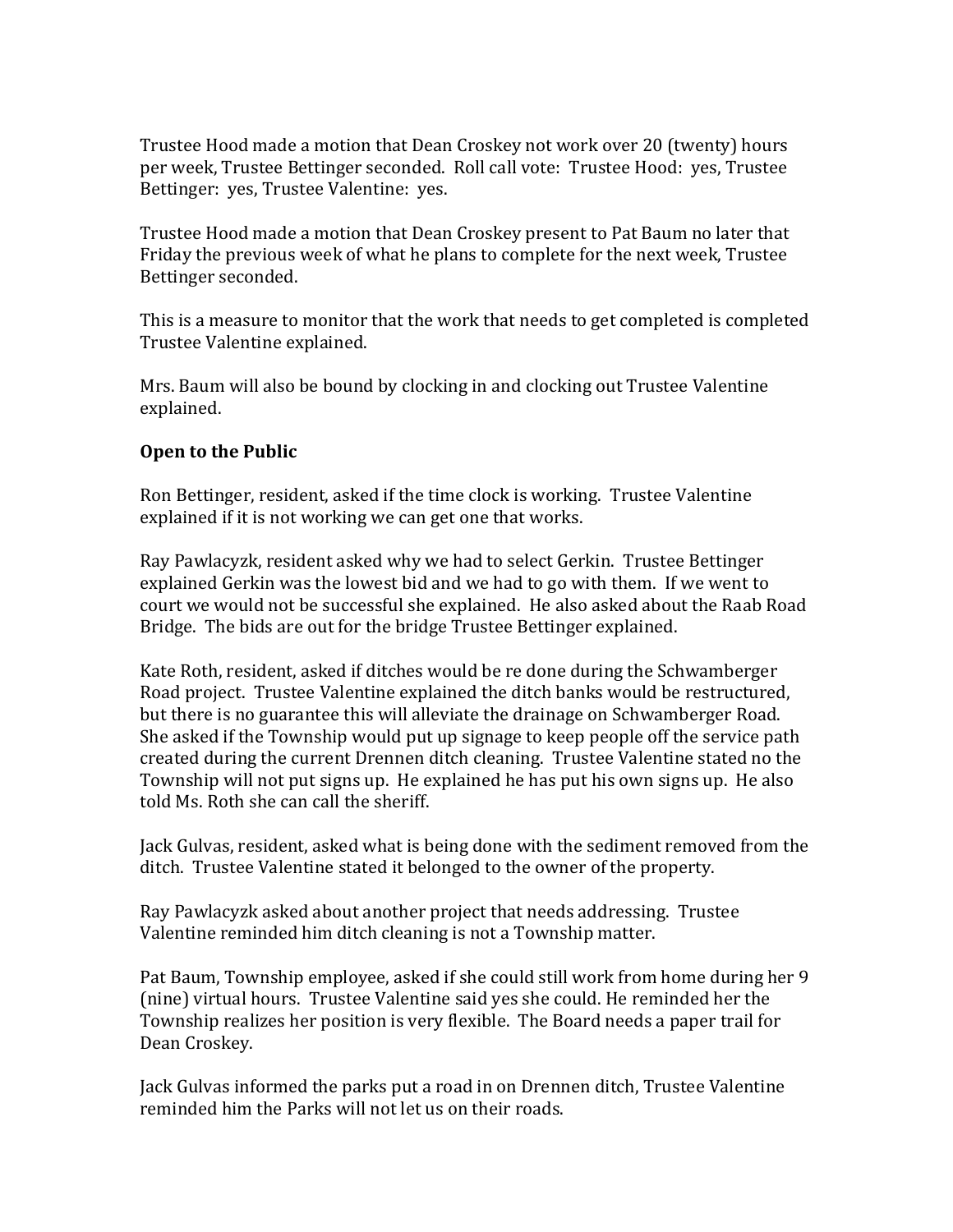Trustee Hood made a motion that Dean Croskey not work over 20 (twenty) hours per week, Trustee Bettinger seconded. Roll call vote: Trustee Hood: yes, Trustee Bettinger: yes, Trustee Valentine: yes.

Trustee Hood made a motion that Dean Croskey present to Pat Baum no later that Friday the previous week of what he plans to complete for the next week, Trustee Bettinger seconded.

This is a measure to monitor that the work that needs to get completed is completed Trustee Valentine explained.

Mrs. Baum will also be bound by clocking in and clocking out Trustee Valentine explained.

**Open to the Public**

Ron Bettinger, resident, asked if the time clock is working. Trustee Valentine explained if it is not working we can get one that works.

Ray Pawlacyzk, resident asked why we had to select Gerkin. Trustee Bettinger explained Gerkin was the lowest bid and we had to go with them. If we went to court we would not be successful she explained. He also asked about the Raab Road Bridge. The bids are out for the bridge Trustee Bettinger explained.

Kate Roth, resident, asked if ditches would be re done during the Schwamberger Road project. Trustee Valentine explained the ditch banks would be restructured, but there is no guarantee this will alleviate the drainage on Schwamberger Road. She asked if the Township would put up signage to keep people off the service path created during the current Drennen ditch cleaning. Trustee Valentine stated no the Township will not put signs up. He explained he has put his own signs up. He also told Ms. Roth she can call the sheriff.

Jack Gulvas, resident, asked what is being done with the sediment removed from the ditch. Trustee Valentine stated it belonged to the owner of the property.

Ray Pawlacyzk asked about another project that needs addressing. Trustee Valentine reminded him ditch cleaning is not a Township matter.

Pat Baum, Township employee, asked if she could still work from home during her 9 (nine) virtual hours. Trustee Valentine said yes she could. He reminded her the Township realizes her position is very flexible. The Board needs a paper trail for Dean Croskey.

Jack Gulvas informed the parks put a road in on Drennen ditch, Trustee Valentine reminded him the Parks will not let us on their roads.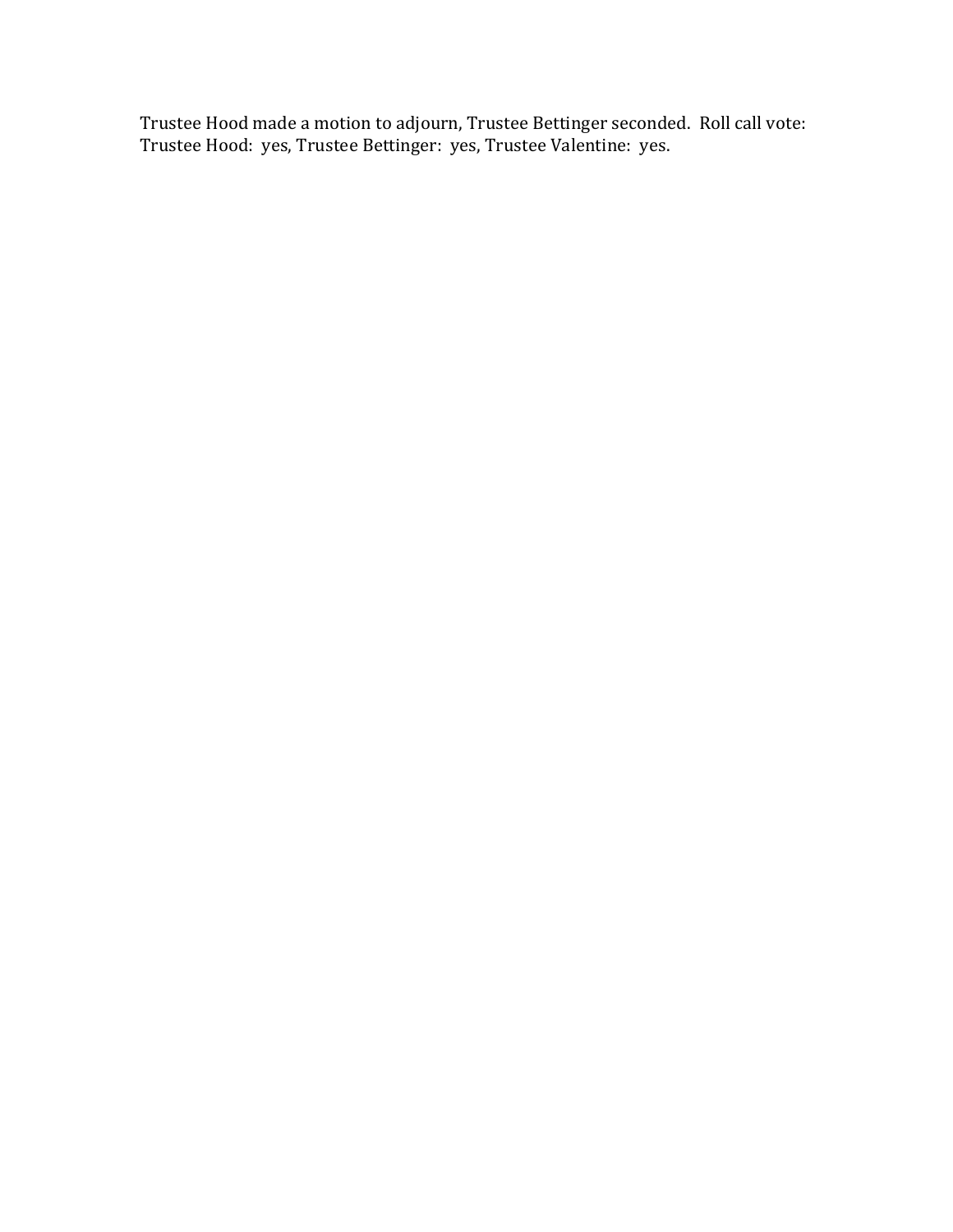Trustee Hood made a motion to adjourn, Trustee Bettinger seconded. Roll call vote: Trustee Hood: yes, Trustee Bettinger: yes, Trustee Valentine: yes.